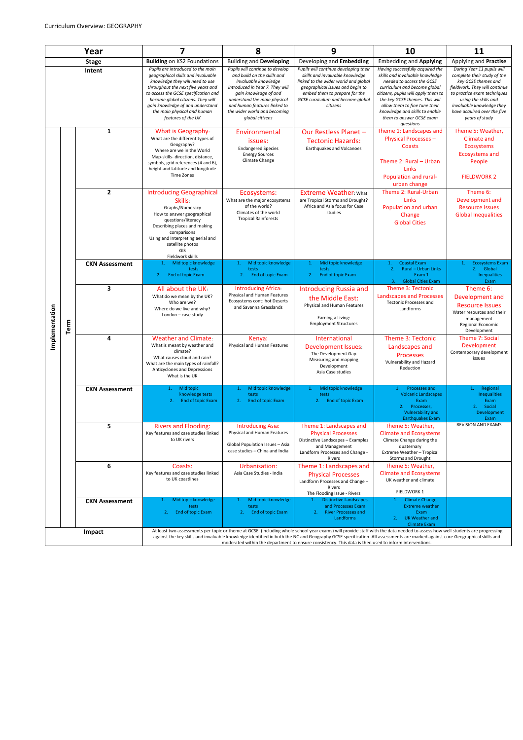Curriculum Overview: GEOGRAPHY

| Year | | | 7 | 8 | 9 | 10 | 11 |
|---|---|---|---|---|---|---|---|
| Stage | | | **Building** on KS2 Foundations | Building and **Developing** | Developing and **Embedding** | Embedding and **Applying** | Applying and **Practise** |
| Intent | | | *Pupils are introduced to the main geographical skills and invaluable knowledge they will need to use throughout the next five years and to access the GCSE specification and become global citizens. They will gain knowledge of and understand the main physical and human features of the UK* | *Pupils will continue to develop and build on the skills and invaluable knowledge introduced in Year 7. They will gain knowledge of and understand the main physical and human features linked to the wider world and becoming global citizens* | *Pupils will continue developing their skills and invaluable knowledge linked to the wider world and global geographical issues and begin to embed them to prepare for the GCSE curriculum and become global citizens* | *Having successfully acquired the skills and invaluable knowledge needed to access the GCSE curriculum and become global citizens, pupils will apply them to the key GCSE themes. This will allow them to fine tune their knowledge and skills to enable them to answer GCSE exam questions* | *During Year 11 pupils will complete their study of the key GCSE themes and fieldwork. They will continue to practise exam techniques using the skills and invaluable knowledge they have acquired over the five years of study* |
| Implementation | Term | 1 | What is Geography: What are the different types of Geography? Where are we in the World Map-skills- direction, distance, symbols, grid references (4 and 6), height and latitude and longitude Time Zones | Environmental issues: Endangered Species Energy Sources Climate Change | Our Restless Planet – Tectonic Hazards: Earthquakes and Volcanoes | Theme 1: Landscapes and Physical Processes – Coasts<br><br>Theme 2: Rural – Urban Links Population and rural-urban change | Theme 5: Weather, Climate and Ecosystems Ecosystems and People<br><br>FIELDWORK 2 |
| | | 2 | Introducing Geographical Skills: Graphs/Numeracy How to answer geographical questions/literacy Describing places and making comparisons Using and Interpreting aerial and satellite photos GIS Fieldwork skills | Ecosystems: What are the major ecosystems of the world? Climates of the world Tropical Rainforests | Extreme Weather: What are Tropical Storms and Drought? Africa and Asia focus for Case studies | Theme 2: Rural-Urban Links Population and urban Change Global Cities | Theme 6: Development and Resource Issues Global Inequalities |
| | | CKN Assessment | 1. Mid topic knowledge tests<br>2. End of topic Exam | 1. Mid topic knowledge tests<br>2. End of topic Exam | 1. Mid topic knowledge tests<br>2. End of topic Exam | 1. Coastal Exam<br>2. Rural – Urban Links Exam 1<br>3. Global Cities Exam | 1. Ecosystems Exam<br>2. Global Inequalities Exam |
| | | 3 | All about the UK: What do we mean by the UK? Who are we? Where do we live and why? London – case study | Introducing Africa: Physical and Human Features Ecosystems cont: hot Deserts and Savanna Grasslands | Introducing Russia and the Middle East: Physical and Human Features<br><br>Earning a Living: Employment Structures | Theme 3: Tectonic Landscapes and Processes Tectonic Processes and Landforms | Theme 6: Development and Resource Issues Water resources and their management Regional Economic Development |
| | | 4 | Weather and Climate: What is meant by weather and climate? What causes cloud and rain? What are the main types of rainfall? Anticyclones and Depressions What is the UK | Kenya: Physical and Human Features | International Development Issues: The Development Gap Measuring and mapping Development Asia Case studies | Theme 3: Tectonic Landscapes and Processes Vulnerability and Hazard Reduction | Theme 7: Social Development Contemporary development issues |
| | | CKN Assessment | 1. Mid topic knowledge tests<br>2. End of topic Exam | 1. Mid topic knowledge tests<br>2. End of topic Exam | 1. Mid topic knowledge tests<br>2. End of topic Exam | 1. Processes and Volcanic Landscapes Exam<br>2. Processes, Vulnerability and Earthquakes Exam | 1. Regional Inequalities Exam<br>2. Social Development Exam |
| | | 5 | Rivers and Flooding: Key features and case studies linked to UK rivers | Introducing Asia: Physical and Human Features<br><br>Global Population Issues – Asia case studies – China and India | Theme 1: Landscapes and Physical Processes Distinctive Landscapes – Examples and Management Landform Processes and Change - Rivers | Theme 5: Weather, Climate and Ecosystems Climate Change during the quaternary Extreme Weather – Tropical Storms and Drought | REVISION AND EXAMS |
| | | 6 | Coasts: Key features and case studies linked to UK coastlines | Urbanisation: Asia Case Studies - India | Theme 1: Landscapes and Physical Processes Landform Processes and Change – Rivers The Flooding Issue - Rivers | Theme 5: Weather, Climate and Ecosystems UK weather and climate<br><br>FIELDWORK 1 | |
| | | CKN Assessment | 1. Mid topic knowledge tests<br>2. End of topic Exam | 1. Mid topic knowledge tests<br>2. End of topic Exam | 1. Distinctive Landscapes and Processes Exam<br>2. River Processes and Landforms | 1. Climate Change, Extreme weather Exam<br>2. UK Weather and Climate Exam | |
| Impact | | | At least two assessments per topic or theme at GCSE (including whole school year exams) will provide staff with the data needed to assess how well students are progressing against the key skills and invaluable knowledge identified in both the NC and Geography GCSE specification. All assessments are marked against core Geographical skills and moderated within the department to ensure consistency. This data is then used to inform interventions. | | | | |